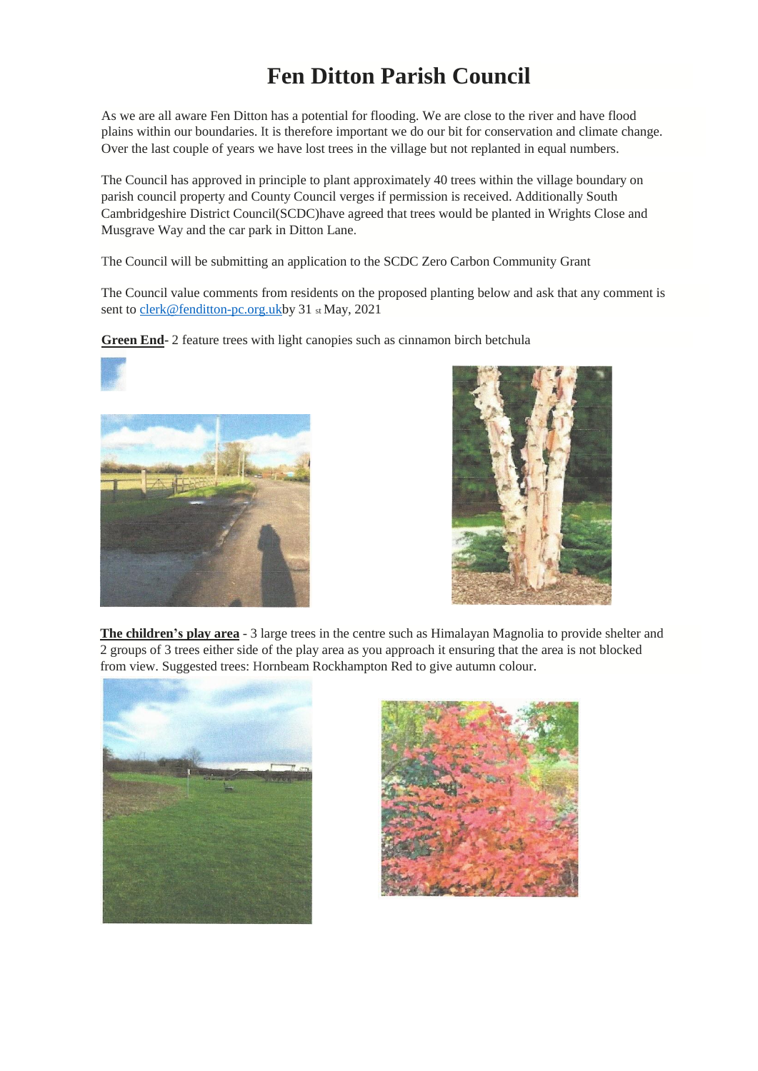# Fen Ditton Parish Council

As we are all aware Fen Ditton has a potential for flooding. We are close to the river and have flood plains within our boundaries. It is therefore important we do our bit for conservation and climate change. Over the last couple of years we have lost trees in the village but not replanted in equal numbers.

The Council has approved in principle to plant approximately 40 trees within the village boundary on parish council property and County Council verges if permission is received. Additionally South Cambridgeshire District Council(SCDC)have agreed that trees would be planted in Wrights Close and Musgrave Way and the car park in Ditton Lane.

The Council will be submitting an application to the SCDC Zero Carbon Community Grant

The Council value comments from residents on the proposed planting below and ask that any comment is sent to clerk@fenditton-pc.org.ukby 31 st May, 2021

**Green End**- 2 feature trees with light canopies such as cinnamon birch betchula

**The children's play area** - 3 large trees in the centre such as Himalayan Magnolia to provide shelter and 2 groups of 3 trees either side of the play area as you approach it ensuring that the area is not blocked from view. Suggested trees: Hornbeam Rockhampton Red to give autumn colour.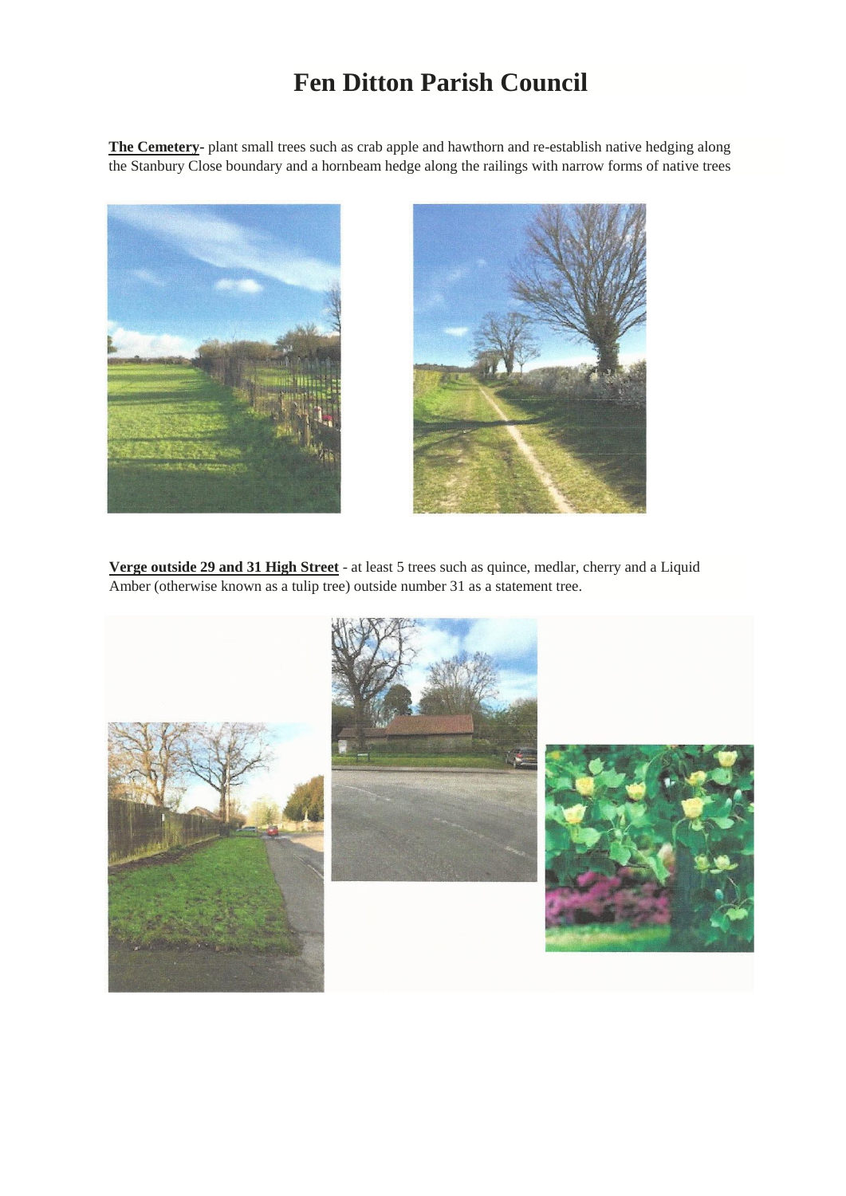# Fen Ditton Parish Council

**The Cemetery**- plant small trees such as crab apple and hawthorn and re-establish native hedging along the Stanbury Close boundary and a hornbeam hedge along the railings with narrow forms of native trees

**Verge outside 29 and 31 High Street** - at least 5 trees such as quince, medlar, cherry and a Liquid Amber (otherwise known as a tulip tree) outside number 31 as a statement tree.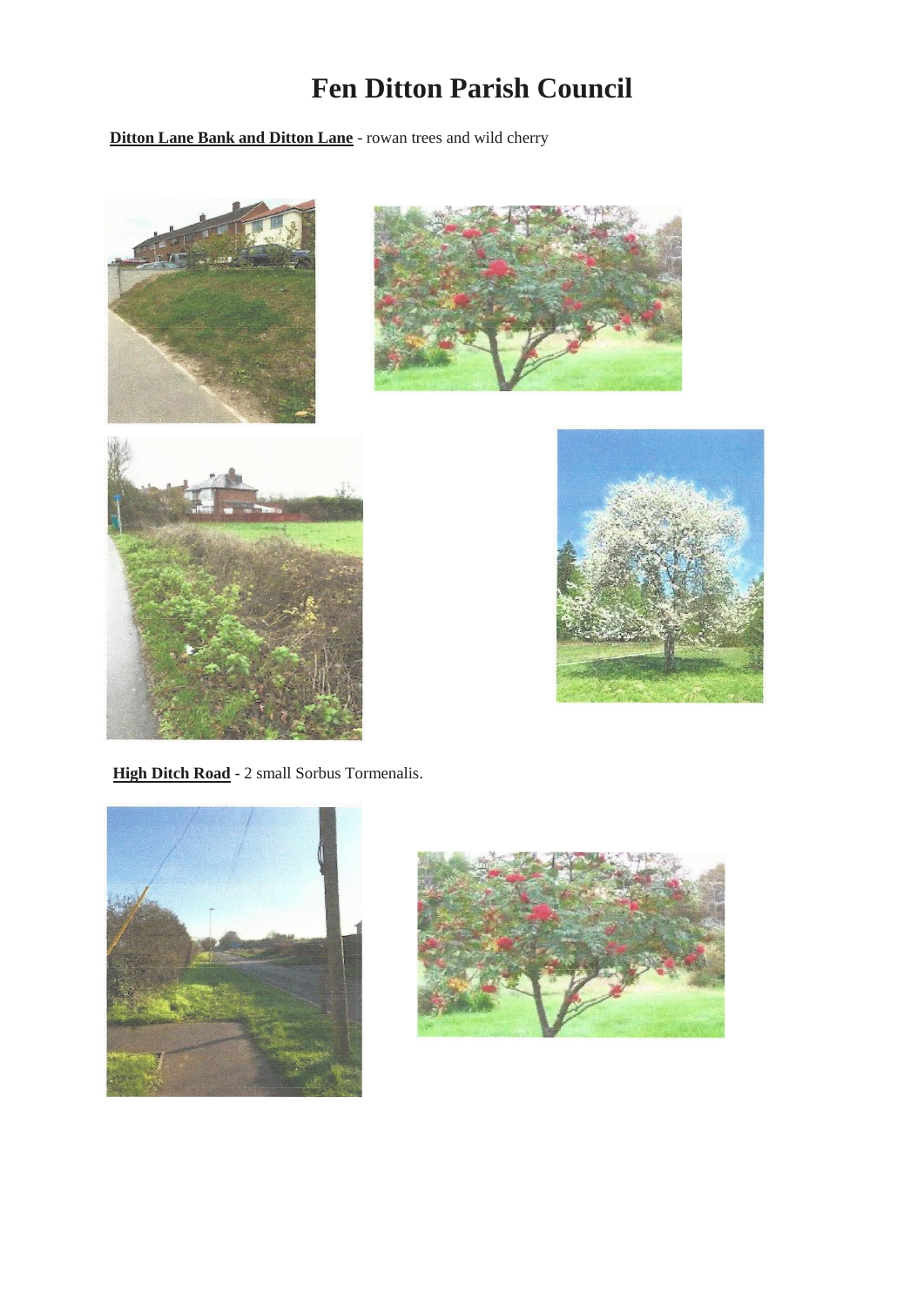# Fen Ditton Parish Council

**<u>Ditton Lane Bank and Ditton Lane</u>** - rowan trees and wild cherry

**<u>High Ditch Road</u>** - 2 small Sorbus Tormenalis.